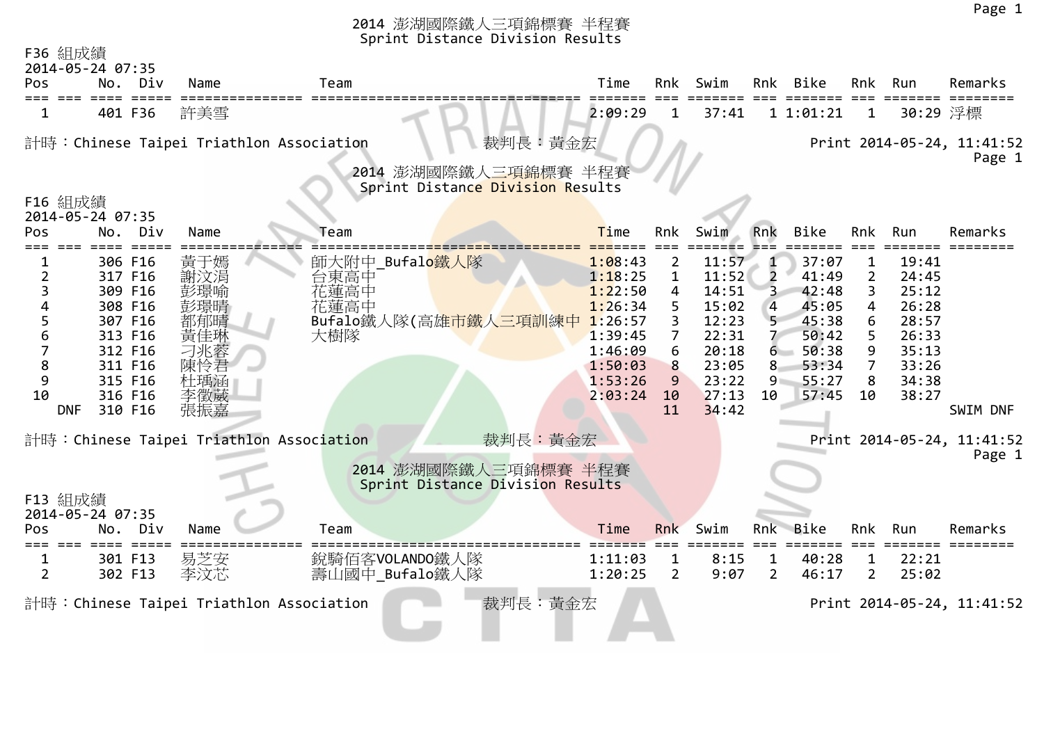# 2014 澎湖國際鐵人三項錦標賽 半程賽
## Sprint Distance Division Results

F36 組成績
2014-05-24 07:35

| Pos | | No. | Div | Name | Team | Time | Rnk | Swim | Rnk | Bike | Rnk | Run | Remarks |
|---|---|---|---|---|---|---|---|---|---|---|---|---|---|
| 1 | | 401 | F36 | 許美雪 | | 2:09:29 | 1 | 37:41 | 1 | 1:01:21 | 1 | 30:29 | 浮標 |

計時：Chinese Taipei Triathlon Association　　裁判長：黃金宏　　Print 2014-05-24, 11:41:52

# 2014 澎湖國際鐵人三項錦標賽 半程賽
## Sprint Distance Division Results

F16 組成績
2014-05-24 07:35

| Pos | | No. | Div | Name | Team | Time | Rnk | Swim | Rnk | Bike | Rnk | Run | Remarks |
|---|---|---|---|---|---|---|---|---|---|---|---|---|---|
| 1 | | 306 | F16 | 黃于嫣 | 師大附中_Bufalo鐵人隊 | 1:08:43 | 2 | 11:57 | 1 | 37:07 | 1 | 19:41 | |
| 2 | | 317 | F16 | 謝汶涓 | 台東高中 | 1:18:25 | 1 | 11:52 | 2 | 41:49 | 2 | 24:45 | |
| 3 | | 309 | F16 | 彭璟喻 | 花蓮高中 | 1:22:50 | 4 | 14:51 | 3 | 42:48 | 3 | 25:12 | |
| 4 | | 308 | F16 | 彭璟晴 | 花蓮高中 | 1:26:34 | 5 | 15:02 | 4 | 45:05 | 4 | 26:28 | |
| 5 | | 307 | F16 | 都郁晴 | Bufalo鐵人隊(高雄市鐵人三項訓練中 | 1:26:57 | 3 | 12:23 | 5 | 45:38 | 6 | 28:57 | |
| 6 | | 313 | F16 | 黃佳琳 | 大樹隊 | 1:39:45 | 7 | 22:31 | 7 | 50:42 | 5 | 26:33 | |
| 7 | | 312 | F16 | 刁兆蓉 | | 1:46:09 | 6 | 20:18 | 6 | 50:38 | 9 | 35:13 | |
| 8 | | 311 | F16 | 陳怜君 | | 1:50:03 | 8 | 23:05 | 8 | 53:34 | 7 | 33:26 | |
| 9 | | 315 | F16 | 杜瑀涵 | | 1:53:26 | 9 | 23:22 | 9 | 55:27 | 8 | 34:38 | |
| 10 | | 316 | F16 | 李徵葳 | | 2:03:24 | 10 | 27:13 | 10 | 57:45 | 10 | 38:27 | |
| | DNF | 310 | F16 | 張振嘉 | | | 11 | 34:42 | | | | | SWIM DNF |

計時：Chinese Taipei Triathlon Association　　裁判長：黃金宏　　Print 2014-05-24, 11:41:52

# 2014 澎湖國際鐵人三項錦標賽 半程賽
## Sprint Distance Division Results

F13 組成績
2014-05-24 07:35

| Pos | | No. | Div | Name | Team | Time | Rnk | Swim | Rnk | Bike | Rnk | Run | Remarks |
|---|---|---|---|---|---|---|---|---|---|---|---|---|---|
| 1 | | 301 | F13 | 易芝安 | 銳騎佰客VOLANDO鐵人隊 | 1:11:03 | 1 | 8:15 | 1 | 40:28 | 1 | 22:21 | |
| 2 | | 302 | F13 | 李汶芯 | 壽山國中_Bufalo鐵人隊 | 1:20:25 | 2 | 9:07 | 2 | 46:17 | 2 | 25:02 | |

計時：Chinese Taipei Triathlon Association　　裁判長：黃金宏　　Print 2014-05-24, 11:41:52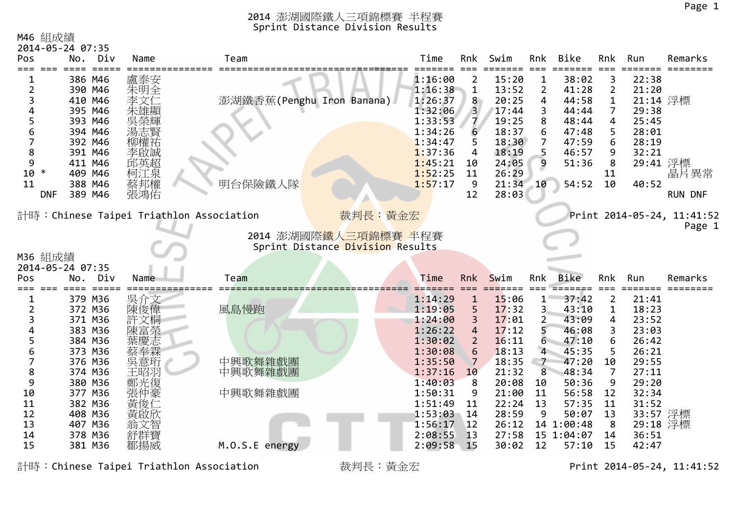# 2014 澎湖國際鐵人三項錦標賽 半程賽
## Sprint Distance Division Results

M46 組成績
2014-05-24 07:35

| Pos | | No. | Div | Name | Team | Time | Rnk | Swim | Rnk | Bike | Rnk | Run | Remarks |
|---|---|---|---|---|---|---|---|---|---|---|---|---|---|
| 1 | | 386 | M46 | 盧泰安 | | 1:16:00 | 2 | 15:20 | 1 | 38:02 | 3 | 22:38 | |
| 2 | | 390 | M46 | 朱明全 | | 1:16:38 | 1 | 13:52 | 2 | 41:28 | 2 | 21:20 | |
| 3 | | 410 | M46 | 李文仁 | 澎湖鐵香蕉(Penghu Iron Banana) | 1:26:37 | 8 | 20:25 | 4 | 44:58 | 1 | 21:14 | 浮標 |
| 4 | | 395 | M46 | 朱雄顯 | | 1:32:06 | 3 | 17:44 | 3 | 44:44 | 7 | 29:38 | |
| 5 | | 393 | M46 | 吳榮輝 | | 1:33:53 | 7 | 19:25 | 8 | 48:44 | 4 | 25:45 | |
| 6 | | 394 | M46 | 湯志賢 | | 1:34:26 | 6 | 18:37 | 6 | 47:48 | 5 | 28:01 | |
| 7 | | 392 | M46 | 柳權祐 | | 1:34:47 | 5 | 18:30 | 7 | 47:59 | 6 | 28:19 | |
| 8 | | 391 | M46 | 李啟誠 | | 1:37:36 | 4 | 18:19 | 5 | 46:57 | 9 | 32:21 | |
| 9 | | 411 | M46 | 邱英超 | | 1:45:21 | 10 | 24:05 | 9 | 51:36 | 8 | 29:41 | 浮標 |
| 10 | * | 409 | M46 | 柯江泉 | | 1:52:25 | 11 | 26:29 | | | 11 | | 晶片異常 |
| 11 | | 388 | M46 | 蔡邦權 | 明台保險鐵人隊 | 1:57:17 | 9 | 21:34 | 10 | 54:52 | 10 | 40:52 | |
| | DNF | 389 | M46 | 張鴻佑 | | | 12 | 28:03 | | | | | RUN DNF |

計時：Chinese Taipei Triathlon Association 裁判長：黃金宏 Print 2014-05-24, 11:41:52

# 2014 澎湖國際鐵人三項錦標賽 半程賽
## Sprint Distance Division Results

M36 組成績
2014-05-24 07:35

| Pos | | No. | Div | Name | Team | Time | Rnk | Swim | Rnk | Bike | Rnk | Run | Remarks |
|---|---|---|---|---|---|---|---|---|---|---|---|---|---|
| 1 | | 379 | M36 | 吳介文 | | 1:14:29 | 1 | 15:06 | 1 | 37:42 | 2 | 21:41 | |
| 2 | | 372 | M36 | 陳俊偉 | 風島慢跑 | 1:19:05 | 5 | 17:32 | 3 | 43:10 | 1 | 18:23 | |
| 3 | | 371 | M36 | 許文桐 | | 1:24:00 | 3 | 17:01 | 2 | 43:09 | 4 | 23:52 | |
| 4 | | 383 | M36 | 陳富榮 | | 1:26:22 | 4 | 17:12 | 5 | 46:08 | 3 | 23:03 | |
| 5 | | 384 | M36 | 葉慶志 | | 1:30:02 | 2 | 16:11 | 6 | 47:10 | 6 | 26:42 | |
| 6 | | 373 | M36 | 蔡奉霖 | | 1:30:08 | 6 | 18:13 | 4 | 45:35 | 5 | 26:21 | |
| 7 | | 376 | M36 | 吳意珩 | 中興歌舞雜戲團 | 1:35:50 | 7 | 18:35 | 7 | 47:20 | 10 | 29:55 | |
| 8 | | 374 | M36 | 王昭羽 | 中興歌舞雜戲團 | 1:37:16 | 10 | 21:32 | 8 | 48:34 | 7 | 27:11 | |
| 9 | | 380 | M36 | 鄭光復 | | 1:40:03 | 8 | 20:08 | 10 | 50:36 | 9 | 29:20 | |
| 10 | | 377 | M36 | 張仲豪 | 中興歌舞雜戲團 | 1:50:31 | 9 | 21:00 | 11 | 56:58 | 12 | 32:34 | |
| 11 | | 382 | M36 | 黃俊仁 | | 1:51:49 | 11 | 22:24 | 13 | 57:35 | 11 | 31:52 | |
| 12 | | 408 | M36 | 黃啟欣 | | 1:53:03 | 14 | 28:59 | 9 | 50:07 | 13 | 33:57 | 浮標 |
| 13 | | 407 | M36 | 翁文智 | | 1:56:17 | 12 | 26:12 | 14 | 1:00:48 | 8 | 29:18 | 浮標 |
| 14 | | 378 | M36 | 舒群寶 | | 2:08:55 | 13 | 27:58 | 15 | 1:04:07 | 14 | 36:51 | |
| 15 | | 381 | M36 | 鄒揚威 | M.O.S.E energy | 2:09:58 | 15 | 30:02 | 12 | 57:10 | 15 | 42:47 | |

計時：Chinese Taipei Triathlon Association 裁判長：黃金宏 Print 2014-05-24, 11:41:52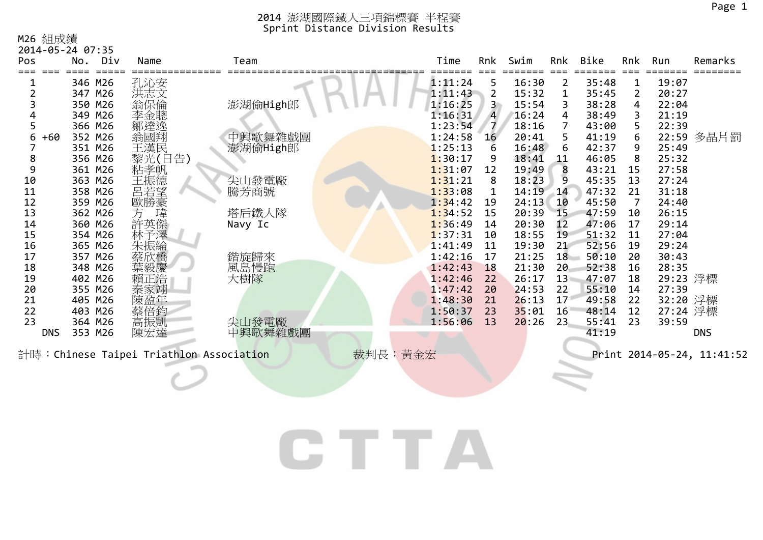# 2014 澎湖國際鐵人三項錦標賽 半程賽
## Sprint Distance Division Results

M26 組成績
2014-05-24 07:35

| Pos | | No. | Div | Name | Team | Time | Rnk | Swim | Rnk | Bike | Rnk | Run | Remarks |
|---|---|---|---|---|---|---|---|---|---|---|---|---|---|
| 1 | | 346 | M26 | 孔沁安 | | 1:11:24 | 5 | 16:30 | 2 | 35:48 | 1 | 19:07 | |
| 2 | | 347 | M26 | 洪志文 | | 1:11:43 | 2 | 15:32 | 1 | 35:45 | 2 | 20:27 | |
| 3 | | 350 | M26 | 翁保倫 | 澎湖偷High郎 | 1:16:25 | 3 | 15:54 | 3 | 38:28 | 4 | 22:04 | |
| 4 | | 349 | M26 | 李金聰 | | 1:16:31 | 4 | 16:24 | 4 | 38:49 | 3 | 21:19 | |
| 5 | | 366 | M26 | 鄒達逸 | | 1:23:54 | 7 | 18:16 | 7 | 43:00 | 5 | 22:39 | |
| 6 | +60 | 352 | M26 | 翁國翔 | 中興歌舞雜戲團 | 1:24:58 | 16 | 20:41 | 5 | 41:19 | 6 | 22:59 | 多晶片罰 |
| 7 | | 351 | M26 | 王漢民 | 澎湖偷High郎 | 1:25:13 | 6 | 16:48 | 6 | 42:37 | 9 | 25:49 | |
| 8 | | 356 | M26 | 黎光(日告) | | 1:30:17 | 9 | 18:41 | 11 | 46:05 | 8 | 25:32 | |
| 9 | | 361 | M26 | 粘孝帆 | | 1:31:07 | 12 | 19:49 | 8 | 43:21 | 15 | 27:58 | |
| 10 | | 363 | M26 | 王振德 | 尖山發電廠 | 1:31:21 | 8 | 18:23 | 9 | 45:35 | 13 | 27:24 | |
| 11 | | 358 | M26 | 呂若望 | 騰芳商號 | 1:33:08 | 1 | 14:19 | 14 | 47:32 | 21 | 31:18 | |
| 12 | | 359 | M26 | 歐勝豪 | | 1:34:42 | 19 | 24:13 | 10 | 45:50 | 7 | 24:40 | |
| 13 | | 362 | M26 | 方 瑋 | 塔后鐵人隊 | 1:34:52 | 15 | 20:39 | 15 | 47:59 | 10 | 26:15 | |
| 14 | | 360 | M26 | 許英傑 | Navy Ic | 1:36:49 | 14 | 20:30 | 12 | 47:06 | 17 | 29:14 | |
| 15 | | 354 | M26 | 林予澤 | | 1:37:31 | 10 | 18:55 | 19 | 51:32 | 11 | 27:04 | |
| 16 | | 365 | M26 | 朱振綸 | | 1:41:49 | 11 | 19:30 | 21 | 52:56 | 19 | 29:24 | |
| 17 | | 357 | M26 | 蔡欣橋 | 錯旋歸來 | 1:42:16 | 17 | 21:25 | 18 | 50:10 | 20 | 30:43 | |
| 18 | | 348 | M26 | 葉毅慶 | 風島慢跑 | 1:42:43 | 18 | 21:30 | 20 | 52:38 | 16 | 28:35 | |
| 19 | | 402 | M26 | 賴正浩 | 大樹隊 | 1:42:46 | 22 | 26:17 | 13 | 47:07 | 18 | 29:23 | 浮標 |
| 20 | | 355 | M26 | 秦家翊 | | 1:47:42 | 20 | 24:53 | 22 | 55:10 | 14 | 27:39 | |
| 21 | | 405 | M26 | 陳盈年 | | 1:48:30 | 21 | 26:13 | 17 | 49:58 | 22 | 32:20 | 浮標 |
| 22 | | 403 | M26 | 蔡倍鈞 | | 1:50:37 | 23 | 35:01 | 16 | 48:14 | 12 | 27:24 | 浮標 |
| 23 | | 364 | M26 | 高振凱 | 尖山發電廠 | 1:56:06 | 13 | 20:26 | 23 | 55:41 | 23 | 39:59 | |
| | DNS | 353 | M26 | 陳宏達 | 中興歌舞雜戲團 | | | | | 41:19 | | | DNS |

計時：Chinese Taipei Triathlon Association　　裁判長：黃金宏　　Print 2014-05-24, 11:41:52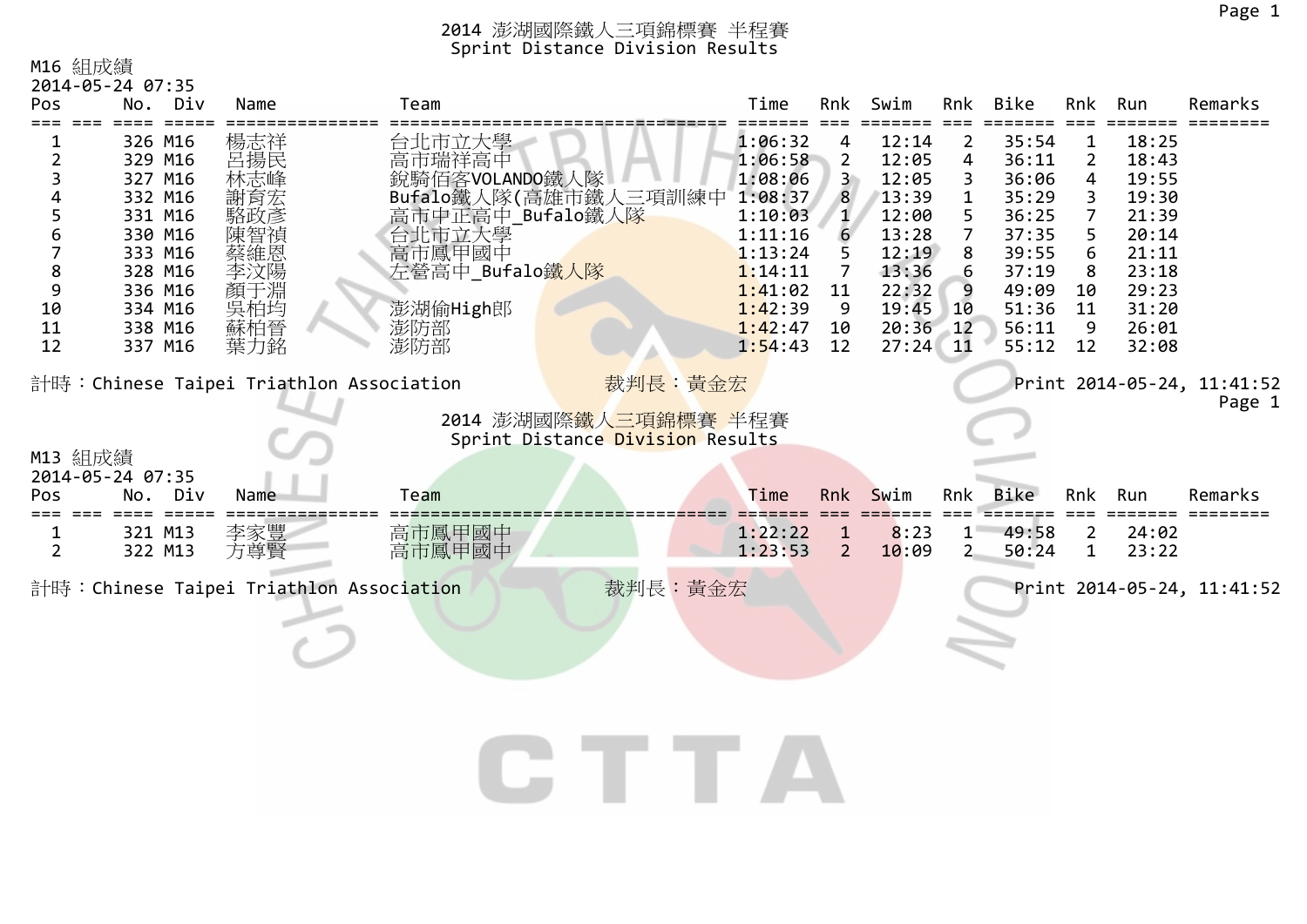# 2014 澎湖國際鐵人三項錦標賽 半程賽
## Sprint Distance Division Results

M16 組成績
2014-05-24 07:35

| Pos | No. | Div | Name | Team | Time | Rnk | Swim | Rnk | Bike | Rnk | Run | Remarks |
|---|---|---|---|---|---|---|---|---|---|---|---|---|
| 1 | 326 | M16 | 楊志祥 | 台北市立大學 | 1:06:32 | 4 | 12:14 | 2 | 35:54 | 1 | 18:25 | |
| 2 | 329 | M16 | 呂揚民 | 高市瑞祥高中 | 1:06:58 | 2 | 12:05 | 4 | 36:11 | 2 | 18:43 | |
| 3 | 327 | M16 | 林志峰 | 銳騎佰客VOLANDO鐵人隊 | 1:08:06 | 3 | 12:05 | 3 | 36:06 | 4 | 19:55 | |
| 4 | 332 | M16 | 謝育宏 | Bufalo鐵人隊(高雄市鐵人三項訓練中 | 1:08:37 | 8 | 13:39 | 1 | 35:29 | 3 | 19:30 | |
| 5 | 331 | M16 | 駱政彥 | 高市中正高中_Bufalo鐵人隊 | 1:10:03 | 1 | 12:00 | 5 | 36:25 | 7 | 21:39 | |
| 6 | 330 | M16 | 陳智禎 | 台北市立大學 | 1:11:16 | 6 | 13:28 | 7 | 37:35 | 5 | 20:14 | |
| 7 | 333 | M16 | 蔡維恩 | 高市鳳甲國中 | 1:13:24 | 5 | 12:19 | 8 | 39:55 | 6 | 21:11 | |
| 8 | 328 | M16 | 李汶陽 | 左營高中_Bufalo鐵人隊 | 1:14:11 | 7 | 13:36 | 6 | 37:19 | 8 | 23:18 | |
| 9 | 336 | M16 | 顏于淵 | | 1:41:02 | 11 | 22:32 | 9 | 49:09 | 10 | 29:23 | |
| 10 | 334 | M16 | 吳柏均 | 澎湖偷High郎 | 1:42:39 | 9 | 19:45 | 10 | 51:36 | 11 | 31:20 | |
| 11 | 338 | M16 | 蘇柏晉 | 澎防部 | 1:42:47 | 10 | 20:36 | 12 | 56:11 | 9 | 26:01 | |
| 12 | 337 | M16 | 葉力銘 | 澎防部 | 1:54:43 | 12 | 27:24 | 11 | 55:12 | 12 | 32:08 | |

計時：Chinese Taipei Triathlon Association　　裁判長：黃金宏　　Print 2014-05-24, 11:41:52

# 2014 澎湖國際鐵人三項錦標賽 半程賽
## Sprint Distance Division Results

M13 組成績
2014-05-24 07:35

| Pos | No. | Div | Name | Team | Time | Rnk | Swim | Rnk | Bike | Rnk | Run | Remarks |
|---|---|---|---|---|---|---|---|---|---|---|---|---|
| 1 | 321 | M13 | 李家豐 | 高市鳳甲國中 | 1:22:22 | 1 | 8:23 | 1 | 49:58 | 2 | 24:02 | |
| 2 | 322 | M13 | 方尊賢 | 高市鳳甲國中 | 1:23:53 | 2 | 10:09 | 2 | 50:24 | 1 | 23:22 | |

計時：Chinese Taipei Triathlon Association　　裁判長：黃金宏　　Print 2014-05-24, 11:41:52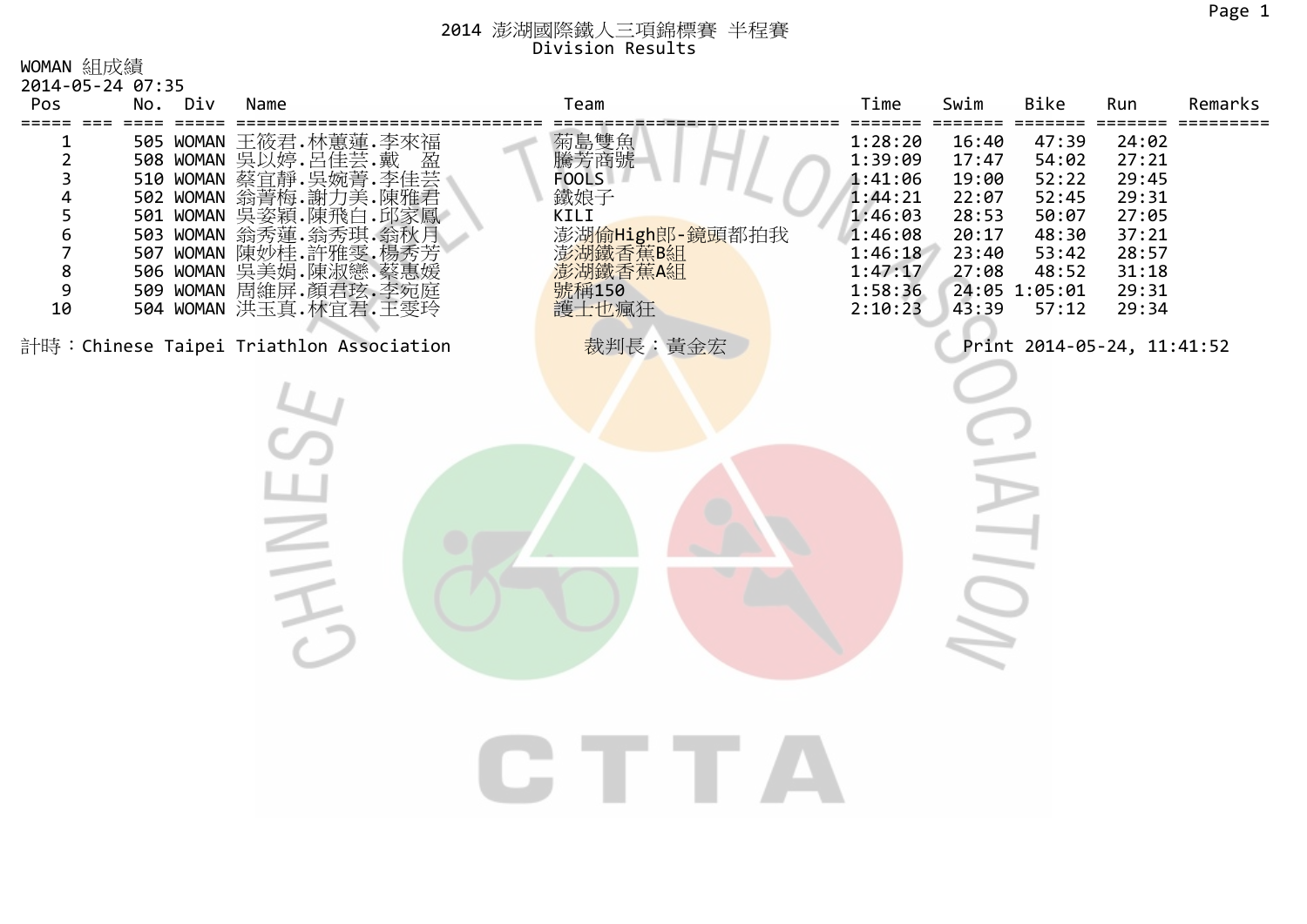# 2014 澎湖國際鐵人三項錦標賽 半程賽

## Division Results

WOMAN 組成績

2014-05-24 07:35

| Pos | No. | Div | Name | Team | Time | Swim | Bike | Run | Remarks |
|---|---|---|---|---|---|---|---|---|---|
| 1 | 505 | WOMAN | 王筱君.林蕙蓮.李來福 | 菊島雙魚 | 1:28:20 | 16:40 | 47:39 | 24:02 | |
| 2 | 508 | WOMAN | 吳以婷.呂佳芸.戴　盈 | 騰芳商號 | 1:39:09 | 17:47 | 54:02 | 27:21 | |
| 3 | 510 | WOMAN | 蔡宜靜.吳婉菁.李佳芸 | FOOLS | 1:41:06 | 19:00 | 52:22 | 29:45 | |
| 4 | 502 | WOMAN | 翁菁梅.謝力美.陳雅君 | 鐵娘子 | 1:44:21 | 22:07 | 52:45 | 29:31 | |
| 5 | 501 | WOMAN | 吳姿穎.陳飛白.邱家鳳 | KILI | 1:46:03 | 28:53 | 50:07 | 27:05 | |
| 6 | 503 | WOMAN | 翁秀蓮.翁秀琪.翁秋月 | 澎湖偷High郎-鏡頭都拍我 | 1:46:08 | 20:17 | 48:30 | 37:21 | |
| 7 | 507 | WOMAN | 陳妙桂.許雅雯.楊秀芳 | 澎湖鐵香蕉B組 | 1:46:18 | 23:40 | 53:42 | 28:57 | |
| 8 | 506 | WOMAN | 吳美娟.陳淑戀.蔡惠媛 | 澎湖鐵香蕉A組 | 1:47:17 | 27:08 | 48:52 | 31:18 | |
| 9 | 509 | WOMAN | 周維屏.顏君玹.李宛庭 | 號稱150 | 1:58:36 | 24:05 | 1:05:01 | 29:31 | |
| 10 | 504 | WOMAN | 洪玉真.林宜君.王雯玲 | 護士也瘋狂 | 2:10:23 | 43:39 | 57:12 | 29:34 | |

計時：Chinese Taipei Triathlon Association　　裁判長：黃金宏　　Print 2014-05-24, 11:41:52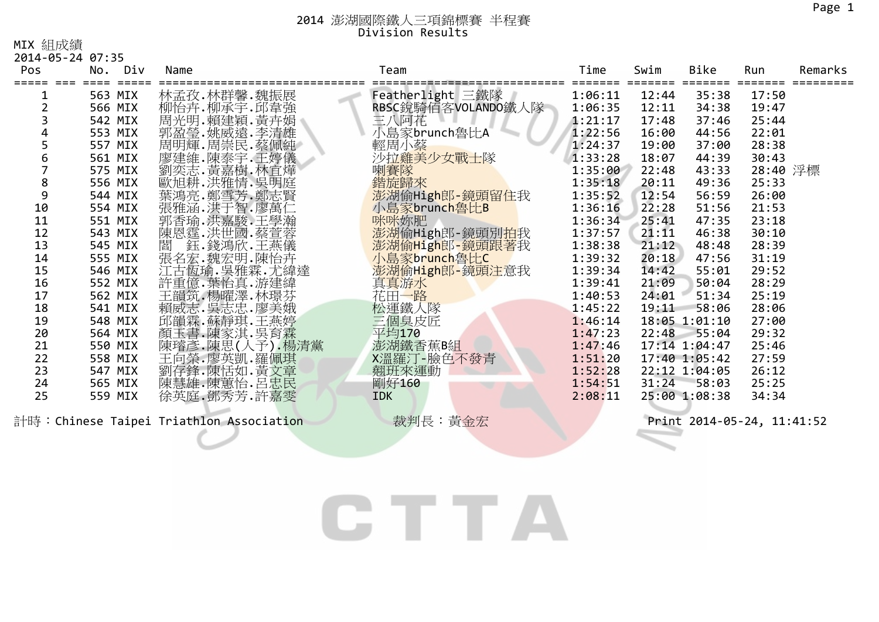# 2014 澎湖國際鐵人三項錦標賽 半程賽

Division Results

MIX 組成績

2014-05-24 07:35

| Pos | No. | Div | Name | Team | Time | Swim | Bike | Run | Remarks |
|---|---|---|---|---|---|---|---|---|---|
| 1 | 563 | MIX | 林孟孜.林群馨.魏振展 | Featherlight 三鐵隊 | 1:06:11 | 12:44 | 35:38 | 17:50 | |
| 2 | 566 | MIX | 柳怡卉.柳承宇.邱韋強 | RBSC銳騎佰客VOLANDO鐵人隊 | 1:06:35 | 12:11 | 34:38 | 19:47 | |
| 3 | 542 | MIX | 周光明.賴建穎.黃卉娟 | 三八阿花 | 1:21:17 | 17:48 | 37:46 | 25:44 | |
| 4 | 553 | MIX | 郭盈瑩.姚威遠.李清雄 | 小島家brunch魯比A | 1:22:56 | 16:00 | 44:56 | 22:01 | |
| 5 | 557 | MIX | 周明輝.周崇民.蔡佩純 | 輕周小蔡 | 1:24:37 | 19:00 | 37:00 | 28:38 | |
| 6 | 561 | MIX | 廖建維.陳泰宇.王婷儀 | 沙拉雞美少女戰士隊 | 1:33:28 | 18:07 | 44:39 | 30:43 | |
| 7 | 575 | MIX | 劉奕志.黃嘉樹.林宜燁 | 喇賽隊 | 1:35:00 | 22:48 | 43:33 | 28:40 | 浮標 |
| 8 | 556 | MIX | 歐旭耕.洪雅倩.吳明庭 | 錯旋歸來 | 1:35:18 | 20:11 | 49:36 | 25:33 | |
| 9 | 544 | MIX | 葉鴻亮.鄭雪芳.鄭志賢 | 澎湖偷High郎-鏡頭留住我 | 1:35:52 | 12:54 | 56:59 | 26:00 | |
| 10 | 554 | MIX | 張雅涵.洪于智.廖萬仁 | 小島家brunch魯比B | 1:36:16 | 22:28 | 51:56 | 21:53 | |
| 11 | 551 | MIX | 郭香瑜.洪嘉駿.王學瀚 | 咪咪妳肥 | 1:36:34 | 25:41 | 47:35 | 23:18 | |
| 12 | 543 | MIX | 陳恩霆.洪世國.蔡萱蓉 | 澎湖偷High郎-鏡頭別拍我 | 1:37:57 | 21:11 | 46:38 | 30:10 | |
| 13 | 545 | MIX | 閻　鈺.錢鴻欣.王燕儀 | 澎湖偷High郎-鏡頭跟著我 | 1:38:38 | 21:12 | 48:48 | 28:39 | |
| 14 | 555 | MIX | 張名宏.魏宏明.陳怡卉 | 小島家brunch魯比C | 1:39:32 | 20:18 | 47:56 | 31:19 | |
| 15 | 546 | MIX | 江古恆瑜.吳雅霖.尤緯達 | 澎湖偷High郎-鏡頭注意我 | 1:39:34 | 14:42 | 55:01 | 29:52 | |
| 16 | 552 | MIX | 許重億.葉怡真.游建緯 | 真真游水 | 1:39:41 | 21:09 | 50:04 | 28:29 | |
| 17 | 562 | MIX | 王韻筑.楊曜澤.林璟芬 | 花田一路 | 1:40:53 | 24:01 | 51:34 | 25:19 | |
| 18 | 541 | MIX | 賴威志.吳志忠.廖美娥 | 松運鐵人隊 | 1:45:22 | 19:11 | 58:06 | 28:06 | |
| 19 | 548 | MIX | 邱韻霖.蘇靜琪.王燕婷 | 三個臭皮匠 | 1:46:14 | 18:05 | 1:01:10 | 27:00 | |
| 20 | 564 | MIX | 顏玉書.陳家淇.吳育霖 | 平均170 | 1:47:23 | 22:48 | 55:04 | 29:32 | |
| 21 | 550 | MIX | 陳璿彥.陳思(人予).楊清黨 | 澎湖鐵香蕉B組 | 1:47:46 | 17:14 | 1:04:47 | 25:46 | |
| 22 | 558 | MIX | 王向榮.廖英凱.羅佩琪 | X溫羅汀-臉色不發青 | 1:51:20 | 17:40 | 1:05:42 | 27:59 | |
| 23 | 547 | MIX | 劉存鋒.陳恬如.黃文章 | 翹班來運動 | 1:52:28 | 22:12 | 1:04:05 | 26:12 | |
| 24 | 565 | MIX | 陳慧雄.陳蕙怡.呂忠民 | 剛好160 | 1:54:51 | 31:24 | 58:03 | 25:25 | |
| 25 | 559 | MIX | 徐英庭.鄧秀芳.許嘉雯 | IDK | 2:08:11 | 25:00 | 1:08:38 | 34:34 | |

計時：Chinese Taipei Triathlon Association　　裁判長：黃金宏　　Print 2014-05-24, 11:41:52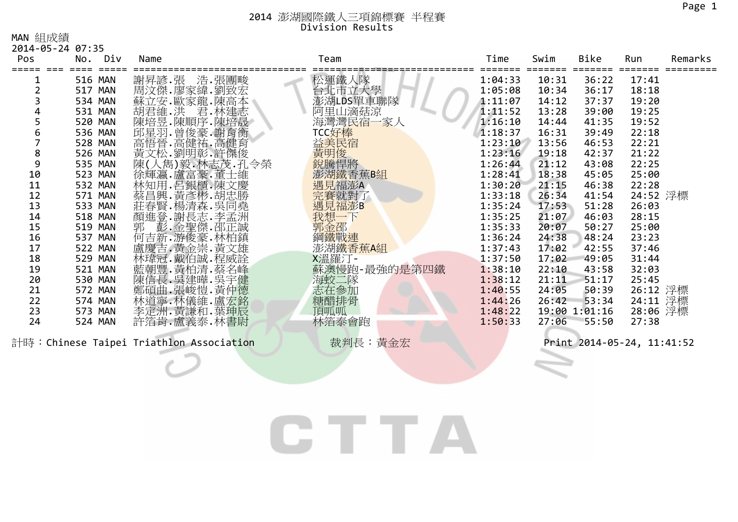# 2014 澎湖國際鐵人三項錦標賽 半程賽

## Division Results

MAN 組成績

2014-05-24 07:35

| Pos | No. | Div | Name | Team | Time | Swim | Bike | Run | Remarks |
|---|---|---|---|---|---|---|---|---|---|
| 1 | 516 | MAN | 謝昇諺.張　浩.張團畯 | 松運鐵人隊 | 1:04:33 | 10:31 | 36:22 | 17:41 | |
| 2 | 517 | MAN | 周汶傑.廖家緯.劉致宏 | 台北市立大學 | 1:05:08 | 10:34 | 36:17 | 18:18 | |
| 3 | 534 | MAN | 蘇立安.歐家龍.陳高本 | 澎湖LDS單車聯隊 | 1:11:07 | 14:12 | 37:37 | 19:20 | |
| 4 | 531 | MAN | 胡君維.洪　君.林建志 | 阿里山滴菇涼 | 1:11:52 | 13:28 | 39:00 | 19:25 | |
| 5 | 520 | MAN | 陳培昱.陳順序.陳培晟 | 海灣灣民宿一家人 | 1:16:10 | 14:44 | 41:35 | 19:52 | |
| 6 | 536 | MAN | 邱星羽.曾俊豪.謝育衡 | TCC好棒 | 1:18:37 | 16:31 | 39:49 | 22:18 | |
| 7 | 528 | MAN | 高悟晉.高健祐.高健育 | 益美民宿 | 1:23:10 | 13:56 | 46:53 | 22:21 | |
| 8 | 526 | MAN | 黃文松.劉明彰.許傑俊 | 黃明俊 | 1:23:16 | 19:18 | 42:37 | 21:22 | |
| 9 | 535 | MAN | 陳(人雋)毅.林志茂.孔令榮 | 銳騰悍將 | 1:26:44 | 21:12 | 43:08 | 22:25 | |
| 10 | 523 | MAN | 徐輝瀛.盧富蒙.董士維 | 澎湖鐵香蕉B組 | 1:28:41 | 18:38 | 45:05 | 25:00 | |
| 11 | 532 | MAN | 林知用.呂銀櫃.陳文慶 | 遇見福澎A | 1:30:20 | 21:15 | 46:38 | 22:28 | |
| 12 | 571 | MAN | 蔡昌興.黃彥彬.胡忠勝 | 完賽就對了 | 1:33:18 | 26:34 | 41:54 | 24:52 | 浮標 |
| 13 | 533 | MAN | 莊春賢.楊清森.吳同堯 | 遇見福澎B | 1:35:24 | 17:53 | 51:28 | 26:03 | |
| 14 | 518 | MAN | 顏進登.謝長志.李孟洲 | 我想一下 | 1:35:25 | 21:07 | 46:03 | 28:15 | |
| 15 | 519 | MAN | 郭　彭.金聖傑.邵正誠 | 郭金邵 | 1:35:33 | 20:07 | 50:27 | 25:00 | |
| 16 | 537 | MAN | 何吉新.游俊豪.林柏鎮 | 鋼鐵戰連 | 1:36:24 | 24:38 | 48:24 | 23:23 | |
| 17 | 522 | MAN | 盧慶吉.黃金崇.黃文雄 | 澎湖鐵香蕉A組 | 1:37:43 | 17:02 | 42:55 | 37:46 | |
| 18 | 529 | MAN | 林瑋冠.戴伯誠.程威詮 | X溫羅汀- | 1:37:50 | 17:02 | 49:05 | 31:44 | |
| 19 | 521 | MAN | 藍朝豐.黃柏清.蔡名峰 | 蘇澳慢跑-最強的是第四鐵 | 1:38:10 | 22:10 | 43:58 | 32:03 | |
| 20 | 530 | MAN | 陳信長.吳建曄.吳宇健 | 海蛟二隊 | 1:38:12 | 21:11 | 51:17 | 25:45 | |
| 21 | 572 | MAN | 鄭碩曲.張峻愷.黃仲德 | 志在參加 | 1:40:55 | 24:05 | 50:39 | 26:12 | 浮標 |
| 22 | 574 | MAN | 林道寧.林儀維.盧宏銘 | 糖醋排骨 | 1:44:26 | 26:42 | 53:34 | 24:11 | 浮標 |
| 23 | 573 | MAN | 李定洲.黃謙和.葉珅辰 | 頂呱呱 | 1:48:22 | 19:00 | 1:01:16 | 28:06 | 浮標 |
| 24 | 524 | MAN | 許箔肯.盧義泰.林書尉 | 林箔泰會跑 | 1:50:33 | 27:06 | 55:50 | 27:38 | |

計時：Chinese Taipei Triathlon Association　　裁判長：黃金宏　　Print 2014-05-24, 11:41:52